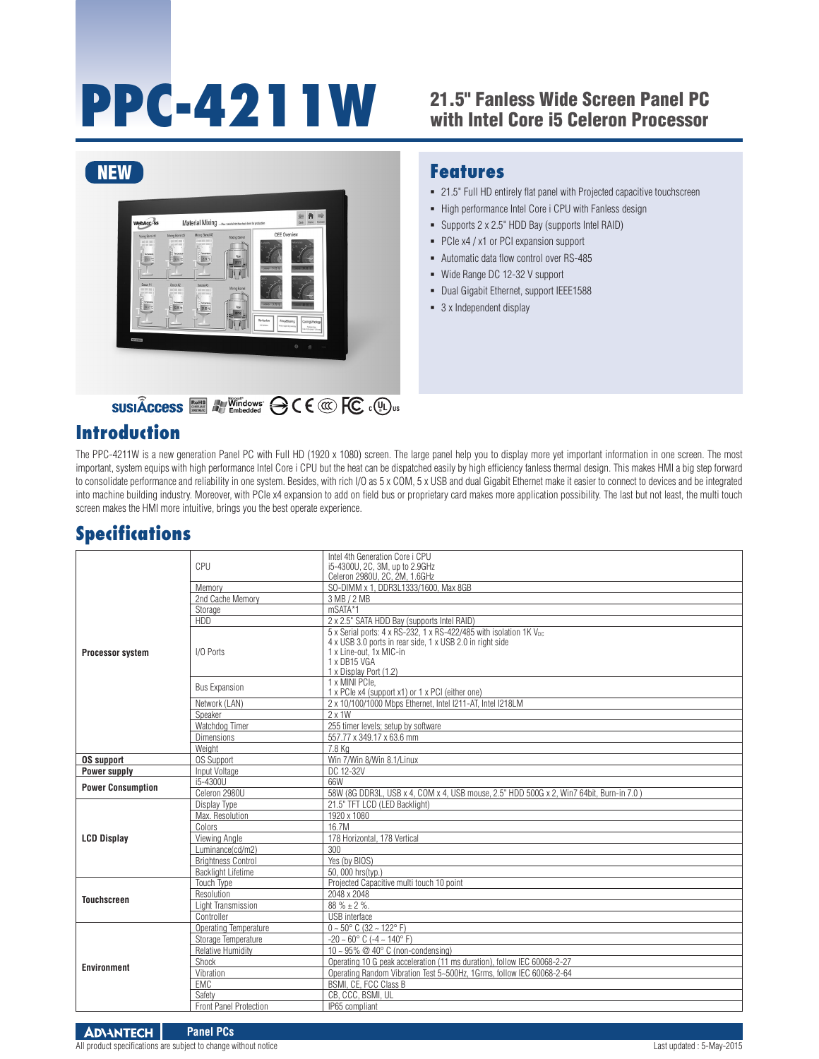# PPC-4211W

## 21.5" Fanless Wide Screen Panel PC with Intel Core i5 Celeron Processor

NEW

## Features

- 21.5" Full HD entirely flat panel with Projected capacitive touchscreen
- High performance Intel Core i CPU with Fanless design
- Supports 2 x 2.5" HDD Bay (supports Intel RAID)
- PCIe x4 / x1 or PCI expansion support
- Automatic data flow control over RS-485
- Wide Range DC 12-32 V support
- Dual Gigabit Ethernet, support IEEE1588
- 3 x Independent display

## Introduction

The PPC-4211W is a new generation Panel PC with Full HD (1920 x 1080) screen. The large panel help you to display more yet important information in one screen. The most important, system equips with high performance Intel Core i CPU but the heat can be dispatched easily by high efficiency fanless thermal design. This makes HMI a big step forward to consolidate performance and reliability in one system. Besides, with rich I/O as 5 x COM, 5 x USB and dual Gigabit Ethernet make it easier to connect to devices and be integrated into machine building industry. Moreover, with PCIe x4 expansion to add on field bus or proprietary card makes more application possibility. The last but not least, the multi touch screen makes the HMI more intuitive, brings you the best operate experience.

## Specifications

| | | |
|---|---|---|
| **Processor system** | CPU | Intel 4th Generation Core i CPU<br>i5-4300U, 2C, 3M, up to 2.9GHz<br>Celeron 2980U, 2C, 2M, 1.6GHz |
| | Memory | SO-DIMM x 1, DDR3L1333/1600, Max 8GB |
| | 2nd Cache Memory | 3 MB / 2 MB |
| | Storage | mSATA*1 |
| | HDD | 2 x 2.5" SATA HDD Bay (supports Intel RAID) |
| | I/O Ports | 5 x Serial ports: 4 x RS-232, 1 x RS-422/485 with isolation 1K $V_{DC}$<br>4 x USB 3.0 ports in rear side, 1 x USB 2.0 in right side<br>1 x Line-out, 1x MIC-in<br>1 x DB15 VGA<br>1 x Display Port (1.2) |
| | Bus Expansion | 1 x MINI PCIe,<br>1 x PCIe x4 (support x1) or 1 x PCI (either one) |
| | Network (LAN) | 2 x 10/100/1000 Mbps Ethernet, Intel I211-AT, Intel I218LM |
| | Speaker | 2 x 1W |
| | Watchdog Timer | 255 timer levels; setup by software |
| | Dimensions | 557.77 x 349.17 x 63.6 mm |
| | Weight | 7.8 Kg |
| **OS support** | OS Support | Win 7/Win 8/Win 8.1/Linux |
| **Power supply** | Input Voltage | DC 12-32V |
| **Power Consumption** | i5-4300U | 66W |
| | Celeron 2980U | 58W (8G DDR3L, USB x 4, COM x 4, USB mouse, 2.5" HDD 500G x 2, Win7 64bit, Burn-in 7.0 ) |
| **LCD Display** | Display Type | 21.5" TFT LCD (LED Backlight) |
| | Max. Resolution | 1920 x 1080 |
| | Colors | 16.7M |
| | Viewing Angle | 178 Horizontal, 178 Vertical |
| | Luminance(cd/m2) | 300 |
| | Brightness Control | Yes (by BIOS) |
| | Backlight Lifetime | 50, 000 hrs(typ.) |
| **Touchscreen** | Touch Type | Projected Capacitive multi touch 10 point |
| | Resolution | 2048 x 2048 |
| | Light Transmission | 88 % ± 2 %. |
| | Controller | USB interface |
| **Environment** | Operating Temperature | 0 ~ 50° C (32 ~ 122° F) |
| | Storage Temperature | -20 ~ 60° C (-4 ~ 140° F) |
| | Relative Humidity | 10 ~ 95% @ 40° C (non-condensing) |
| | Shock | Operating 10 G peak acceleration (11 ms duration), follow IEC 60068-2-27 |
| | Vibration | Operating Random Vibration Test 5~500Hz, 1Grms, follow IEC 60068-2-64 |
| | EMC | BSMI, CE, FCC Class B |
| | Safety | CB, CCC, BSMI, UL |
| | Front Panel Protection | IP65 compliant |

All product specifications are subject to change without notice

Last updated : 5-May-2015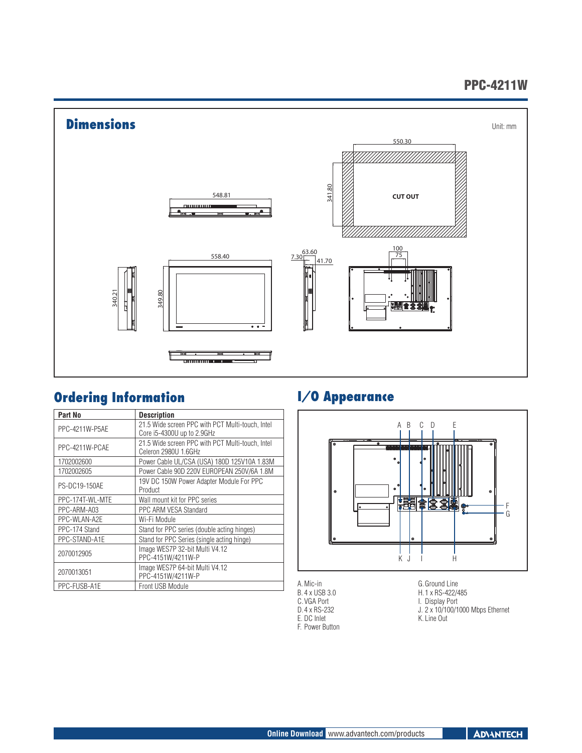# PPC-4211W

## Dimensions

Unit: mm

## Ordering Information

| Part No | Description |
|---|---|
| PPC-4211W-P5AE | 21.5 Wide screen PPC with PCT Multi-touch, Intel Core i5-4300U up to 2.9GHz |
| PPC-4211W-PCAE | 21.5 Wide screen PPC with PCT Multi-touch, Intel Celeron 2980U 1.6GHz |
| 1702002600 | Power Cable UL/CSA (USA) 180D 125V10A 1.83M |
| 1702002605 | Power Cable 90D 220V EUROPEAN 250V/6A 1.8M |
| PS-DC19-150AE | 19V DC 150W Power Adapter Module For PPC Product |
| PPC-174T-WL-MTE | Wall mount kit for PPC series |
| PPC-ARM-A03 | PPC ARM VESA Standard |
| PPC-WLAN-A2E | Wi-Fi Module |
| PPC-174 Stand | Stand for PPC series (double acting hinges) |
| PPC-STAND-A1E | Stand for PPC Series (single acting hinge) |
| 2070012905 | Image WES7P 32-bit Multi V4.12 PPC-4151W/4211W-P |
| 2070013051 | Image WES7P 64-bit Multi V4.12 PPC-4151W/4211W-P |
| PPC-FUSB-A1E | Front USB Module |

## I/O Appearance

A. Mic-in
B. 4 x USB 3.0
C. VGA Port
D. 4 x RS-232
E. DC Inlet
F. Power Button
G. Ground Line
H. 1 x RS-422/485
I. Display Port
J. 2 x 10/100/1000 Mbps Ethernet
K. Line Out

Online Download www.advantech.com/products